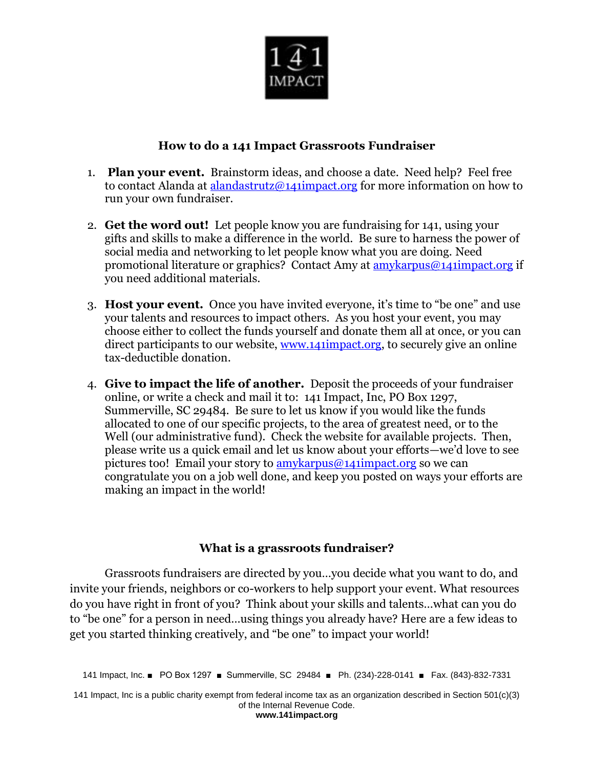1 4 1
IMPACT

## How to do a 141 Impact Grassroots Fundraiser

1. **Plan your event.** Brainstorm ideas, and choose a date. Need help? Feel free to contact Alanda at alandastrutz@141impact.org for more information on how to run your own fundraiser.

2. **Get the word out!** Let people know you are fundraising for 141, using your gifts and skills to make a difference in the world. Be sure to harness the power of social media and networking to let people know what you are doing. Need promotional literature or graphics? Contact Amy at amykarpus@141impact.org if you need additional materials.

3. **Host your event.** Once you have invited everyone, it's time to "be one" and use your talents and resources to impact others. As you host your event, you may choose either to collect the funds yourself and donate them all at once, or you can direct participants to our website, www.141impact.org, to securely give an online tax-deductible donation.

4. **Give to impact the life of another.** Deposit the proceeds of your fundraiser online, or write a check and mail it to: 141 Impact, Inc, PO Box 1297, Summerville, SC 29484. Be sure to let us know if you would like the funds allocated to one of our specific projects, to the area of greatest need, or to the Well (our administrative fund). Check the website for available projects. Then, please write us a quick email and let us know about your efforts—we'd love to see pictures too! Email your story to amykarpus@141impact.org so we can congratulate you on a job well done, and keep you posted on ways your efforts are making an impact in the world!

## What is a grassroots fundraiser?

Grassroots fundraisers are directed by you…you decide what you want to do, and invite your friends, neighbors or co-workers to help support your event. What resources do you have right in front of you? Think about your skills and talents…what can you do to "be one" for a person in need…using things you already have? Here are a few ideas to get you started thinking creatively, and "be one" to impact your world!

141 Impact, Inc. ■ PO Box 1297 ■ Summerville, SC 29484 ■ Ph. (234)-228-0141 ■ Fax. (843)-832-7331

141 Impact, Inc is a public charity exempt from federal income tax as an organization described in Section 501(c)(3) of the Internal Revenue Code.
**www.141impact.org**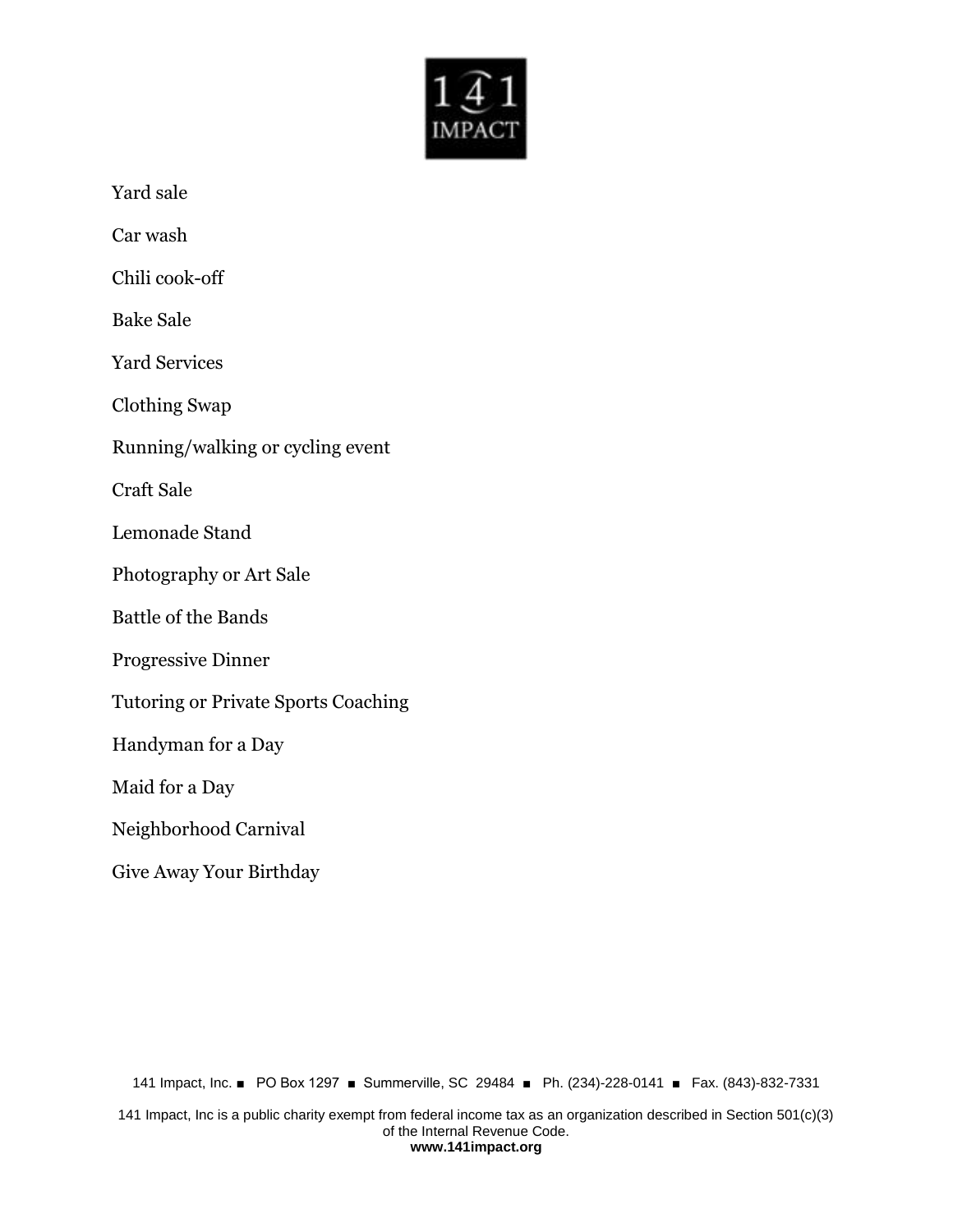Yard sale

Car wash

Chili cook-off

Bake Sale

Yard Services

Clothing Swap

Running/walking or cycling event

Craft Sale

Lemonade Stand

Photography or Art Sale

Battle of the Bands

Progressive Dinner

Tutoring or Private Sports Coaching

Handyman for a Day

Maid for a Day

Neighborhood Carnival

Give Away Your Birthday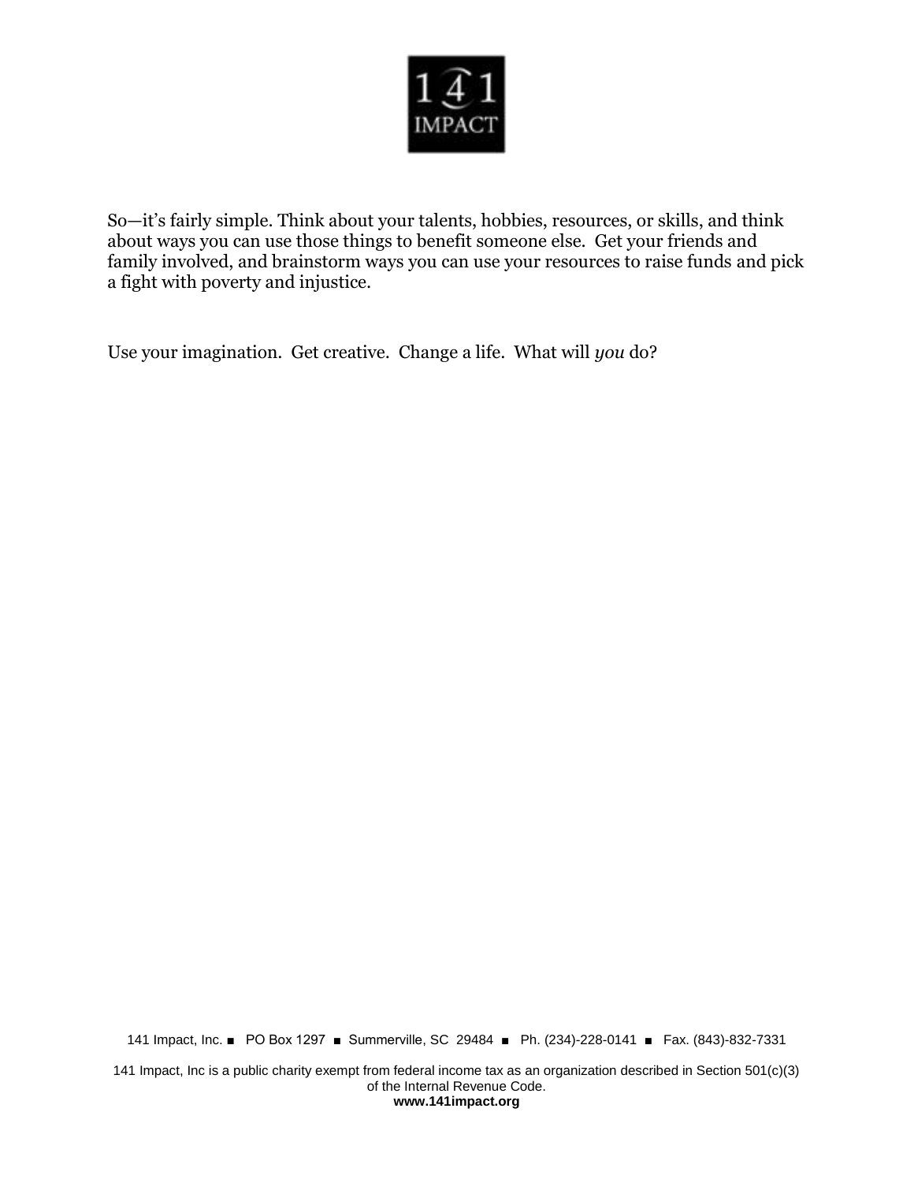So—it's fairly simple. Think about your talents, hobbies, resources, or skills, and think about ways you can use those things to benefit someone else. Get your friends and family involved, and brainstorm ways you can use your resources to raise funds and pick a fight with poverty and injustice.

Use your imagination. Get creative. Change a life. What will *you* do?